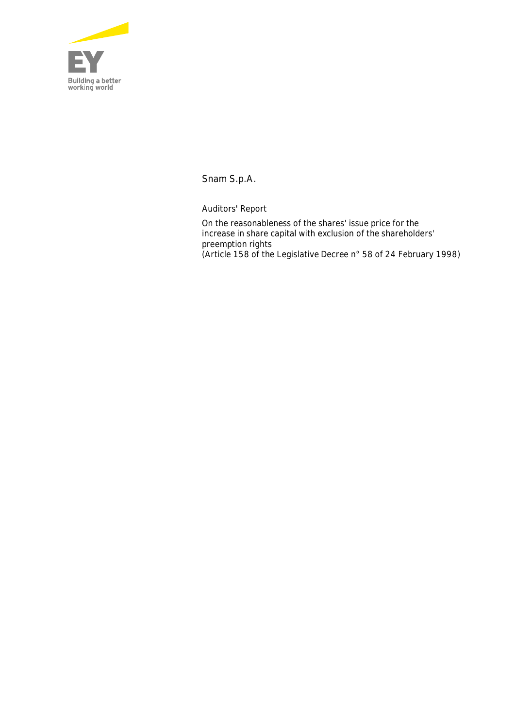Snam S.p.A.

Auditors' Report

On the reasonableness of the shares' issue price for the increase in share capital with exclusion of the shareholders' preemption rights
(Article 158 of the Legislative Decree n° 58 of 24 February 1998)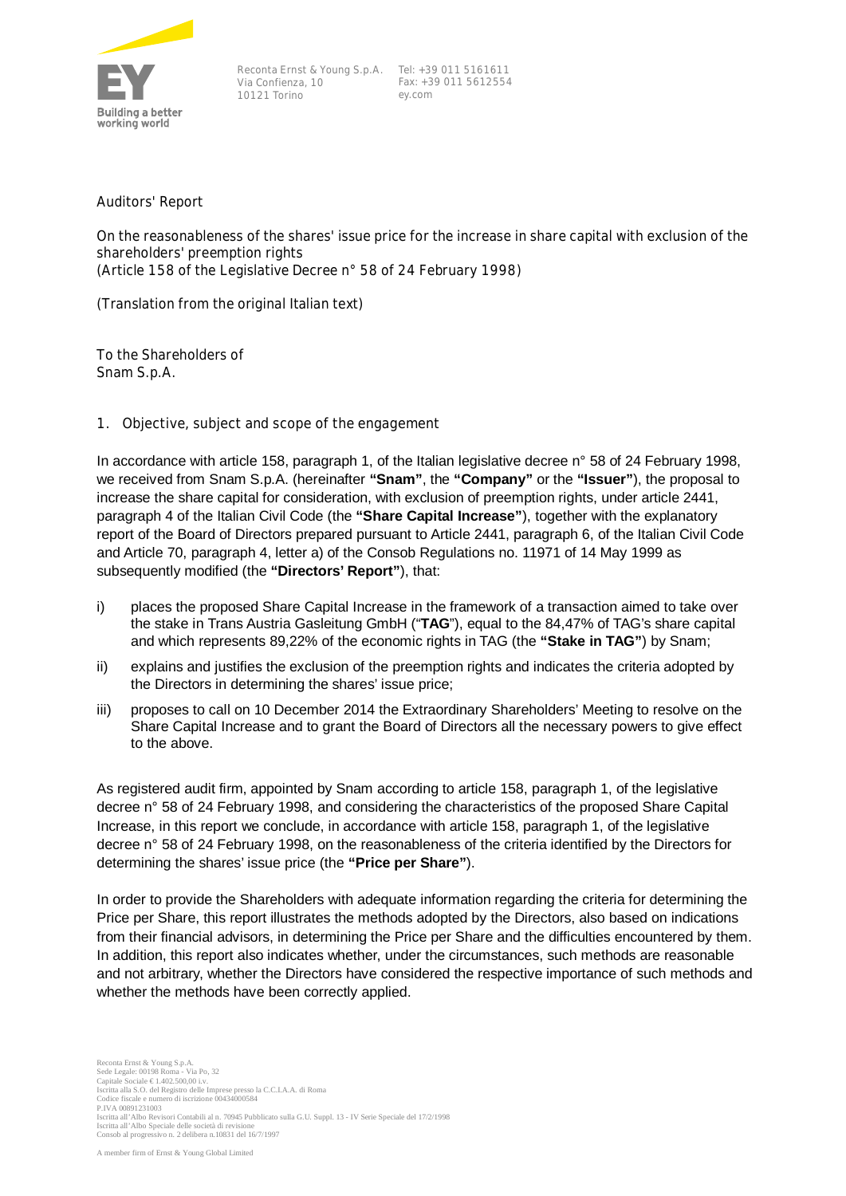Auditors' Report

On the reasonableness of the shares' issue price for the increase in share capital with exclusion of the shareholders' preemption rights
(Article 158 of the Legislative Decree n° 58 of 24 February 1998)

(Translation from the original Italian text)

To the Shareholders of
Snam S.p.A.

## 1. Objective, subject and scope of the engagement

In accordance with article 158, paragraph 1, of the Italian legislative decree n° 58 of 24 February 1998, we received from Snam S.p.A. (hereinafter **"Snam"**, the **"Company"** or the **"Issuer"**), the proposal to increase the share capital for consideration, with exclusion of preemption rights, under article 2441, paragraph 4 of the Italian Civil Code (the **"Share Capital Increase"**), together with the explanatory report of the Board of Directors prepared pursuant to Article 2441, paragraph 6, of the Italian Civil Code and Article 70, paragraph 4, letter a) of the Consob Regulations no. 11971 of 14 May 1999 as subsequently modified (the **"Directors' Report"**), that:

i) places the proposed Share Capital Increase in the framework of a transaction aimed to take over the stake in Trans Austria Gasleitung GmbH ("**TAG**"), equal to the 84,47% of TAG's share capital and which represents 89,22% of the economic rights in TAG (the **"Stake in TAG"**) by Snam;

ii) explains and justifies the exclusion of the preemption rights and indicates the criteria adopted by the Directors in determining the shares' issue price;

iii) proposes to call on 10 December 2014 the Extraordinary Shareholders' Meeting to resolve on the Share Capital Increase and to grant the Board of Directors all the necessary powers to give effect to the above.

As registered audit firm, appointed by Snam according to article 158, paragraph 1, of the legislative decree n° 58 of 24 February 1998, and considering the characteristics of the proposed Share Capital Increase, in this report we conclude, in accordance with article 158, paragraph 1, of the legislative decree n° 58 of 24 February 1998, on the reasonableness of the criteria identified by the Directors for determining the shares' issue price (the **"Price per Share"**).

In order to provide the Shareholders with adequate information regarding the criteria for determining the Price per Share, this report illustrates the methods adopted by the Directors, also based on indications from their financial advisors, in determining the Price per Share and the difficulties encountered by them. In addition, this report also indicates whether, under the circumstances, such methods are reasonable and not arbitrary, whether the Directors have considered the respective importance of such methods and whether the methods have been correctly applied.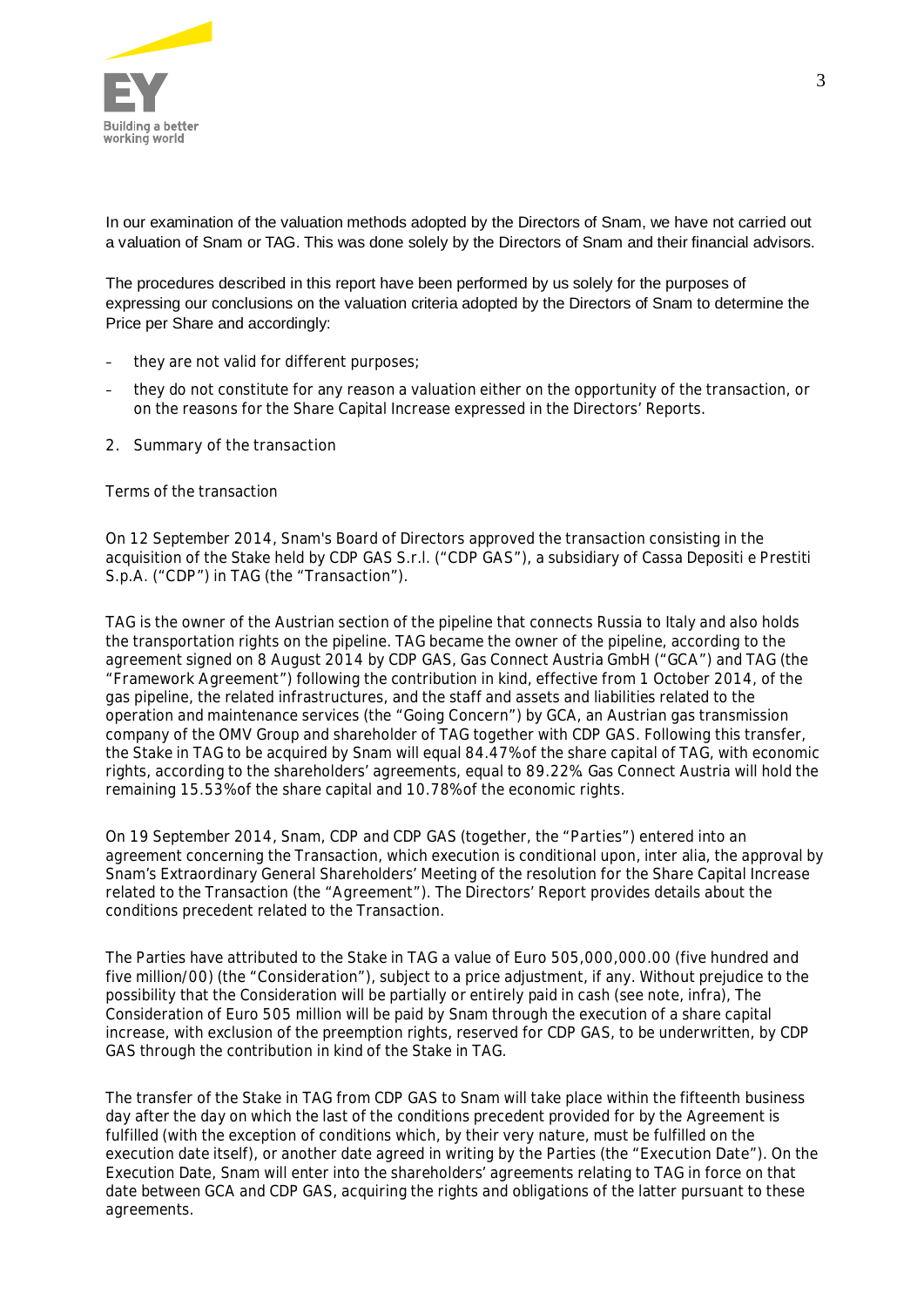In our examination of the valuation methods adopted by the Directors of Snam, we have not carried out a valuation of Snam or TAG. This was done solely by the Directors of Snam and their financial advisors.

The procedures described in this report have been performed by us solely for the purposes of expressing our conclusions on the valuation criteria adopted by the Directors of Snam to determine the Price per Share and accordingly:

- they are not valid for different purposes;
- they do not constitute for any reason a valuation either on the opportunity of the transaction, or on the reasons for the Share Capital Increase expressed in the Directors' Reports.

## 2. Summary of the transaction

### Terms of the transaction

On 12 September 2014, Snam's Board of Directors approved the transaction consisting in the acquisition of the Stake held by CDP GAS S.r.l. ("CDP GAS"), a subsidiary of Cassa Depositi e Prestiti S.p.A. ("CDP") in TAG (the "Transaction").

TAG is the owner of the Austrian section of the pipeline that connects Russia to Italy and also holds the transportation rights on the pipeline. TAG became the owner of the pipeline, according to the agreement signed on 8 August 2014 by CDP GAS, Gas Connect Austria GmbH ("GCA") and TAG (the "Framework Agreement") following the contribution in kind, effective from 1 October 2014, of the gas pipeline, the related infrastructures, and the staff and assets and liabilities related to the operation and maintenance services (the "Going Concern") by GCA, an Austrian gas transmission company of the OMV Group and shareholder of TAG together with CDP GAS. Following this transfer, the Stake in TAG to be acquired by Snam will equal 84.47% of the share capital of TAG, with economic rights, according to the shareholders' agreements, equal to 89.22%. Gas Connect Austria will hold the remaining 15.53% of the share capital and 10.78% of the economic rights.

On 19 September 2014, Snam, CDP and CDP GAS (together, the "Parties") entered into an agreement concerning the Transaction, which execution is conditional upon, inter alia, the approval by Snam's Extraordinary General Shareholders' Meeting of the resolution for the Share Capital Increase related to the Transaction (the "Agreement"). The Directors' Report provides details about the conditions precedent related to the Transaction.

The Parties have attributed to the Stake in TAG a value of Euro 505,000,000.00 (five hundred and five million/00) (the "Consideration"), subject to a price adjustment, if any. Without prejudice to the possibility that the Consideration will be partially or entirely paid in cash (see note, infra), The Consideration of Euro 505 million will be paid by Snam through the execution of a share capital increase, with exclusion of the preemption rights, reserved for CDP GAS, to be underwritten, by CDP GAS through the contribution in kind of the Stake in TAG.

The transfer of the Stake in TAG from CDP GAS to Snam will take place within the fifteenth business day after the day on which the last of the conditions precedent provided for by the Agreement is fulfilled (with the exception of conditions which, by their very nature, must be fulfilled on the execution date itself), or another date agreed in writing by the Parties (the "Execution Date"). On the Execution Date, Snam will enter into the shareholders' agreements relating to TAG in force on that date between GCA and CDP GAS, acquiring the rights and obligations of the latter pursuant to these agreements.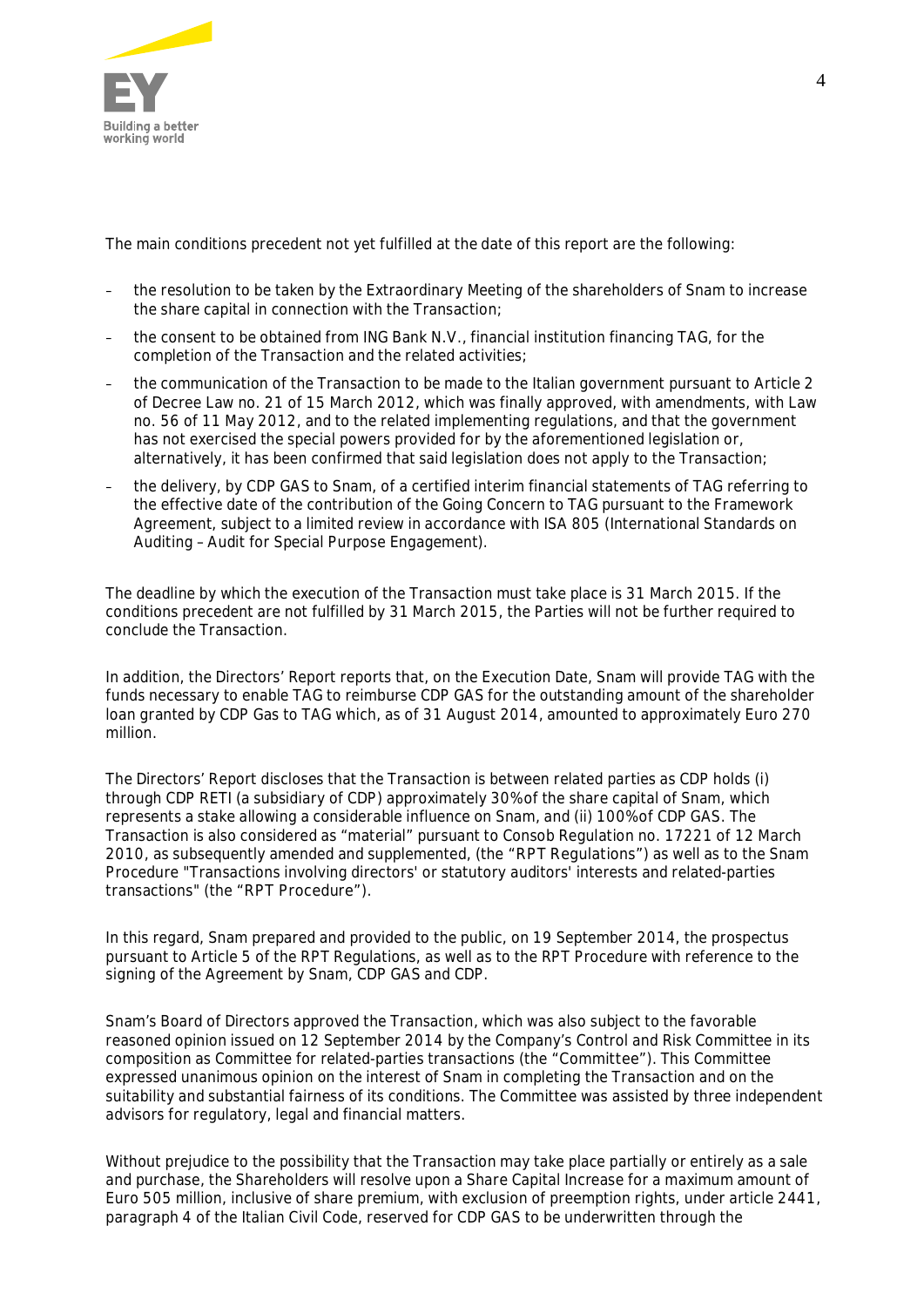The main conditions precedent not yet fulfilled at the date of this report are the following:

- the resolution to be taken by the Extraordinary Meeting of the shareholders of Snam to increase the share capital in connection with the Transaction;
- the consent to be obtained from ING Bank N.V., financial institution financing TAG, for the completion of the Transaction and the related activities;
- the communication of the Transaction to be made to the Italian government pursuant to Article 2 of Decree Law no. 21 of 15 March 2012, which was finally approved, with amendments, with Law no. 56 of 11 May 2012, and to the related implementing regulations, and that the government has not exercised the special powers provided for by the aforementioned legislation or, alternatively, it has been confirmed that said legislation does not apply to the Transaction;
- the delivery, by CDP GAS to Snam, of a certified interim financial statements of TAG referring to the effective date of the contribution of the Going Concern to TAG pursuant to the Framework Agreement, subject to a limited review in accordance with ISA 805 (International Standards on Auditing – Audit for Special Purpose Engagement).

The deadline by which the execution of the Transaction must take place is 31 March 2015. If the conditions precedent are not fulfilled by 31 March 2015, the Parties will not be further required to conclude the Transaction.

In addition, the Directors' Report reports that, on the Execution Date, Snam will provide TAG with the funds necessary to enable TAG to reimburse CDP GAS for the outstanding amount of the shareholder loan granted by CDP Gas to TAG which, as of 31 August 2014, amounted to approximately Euro 270 million.

The Directors' Report discloses that the Transaction is between related parties as CDP holds (i) through CDP RETI (a subsidiary of CDP) approximately 30% of the share capital of Snam, which represents a stake allowing a considerable influence on Snam, and (ii) 100% of CDP GAS. The Transaction is also considered as "material" pursuant to Consob Regulation no. 17221 of 12 March 2010, as subsequently amended and supplemented, (the "RPT Regulations") as well as to the Snam Procedure "Transactions involving directors' or statutory auditors' interests and related-parties transactions" (the "RPT Procedure").

In this regard, Snam prepared and provided to the public, on 19 September 2014, the prospectus pursuant to Article 5 of the RPT Regulations, as well as to the RPT Procedure with reference to the signing of the Agreement by Snam, CDP GAS and CDP.

Snam's Board of Directors approved the Transaction, which was also subject to the favorable reasoned opinion issued on 12 September 2014 by the Company's Control and Risk Committee in its composition as Committee for related-parties transactions (the "Committee"). This Committee expressed unanimous opinion on the interest of Snam in completing the Transaction and on the suitability and substantial fairness of its conditions. The Committee was assisted by three independent advisors for regulatory, legal and financial matters.

Without prejudice to the possibility that the Transaction may take place partially or entirely as a sale and purchase, the Shareholders will resolve upon a Share Capital Increase for a maximum amount of Euro 505 million, inclusive of share premium, with exclusion of preemption rights, under article 2441, paragraph 4 of the Italian Civil Code, reserved for CDP GAS to be underwritten through the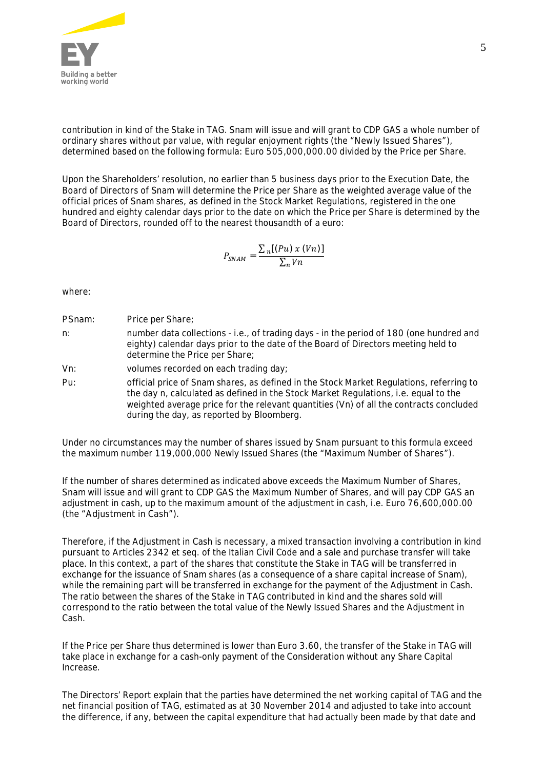contribution in kind of the Stake in TAG. Snam will issue and will grant to CDP GAS a whole number of ordinary shares without par value, with regular enjoyment rights (the "Newly Issued Shares"), determined based on the following formula: Euro 505,000,000.00 divided by the Price per Share.

Upon the Shareholders' resolution, no earlier than 5 business days prior to the Execution Date, the Board of Directors of Snam will determine the Price per Share as the weighted average value of the official prices of Snam shares, as defined in the Stock Market Regulations, registered in the one hundred and eighty calendar days prior to the date on which the Price per Share is determined by the Board of Directors, rounded off to the nearest thousandth of a euro:

$$P_{SNAM} = \frac{\sum_{n}[(Pu)\ x\ (Vn)]}{\sum_{n} Vn}$$

where:

| | |
|---|---|
| PSnam: | Price per Share; |
| n: | number data collections - i.e., of trading days - in the period of 180 (one hundred and eighty) calendar days prior to the date of the Board of Directors meeting held to determine the Price per Share; |
| Vn: | volumes recorded on each trading day; |
| Pu: | official price of Snam shares, as defined in the Stock Market Regulations, referring to the day n, calculated as defined in the Stock Market Regulations, i.e. equal to the weighted average price for the relevant quantities (Vn) of all the contracts concluded during the day, as reported by Bloomberg. |

Under no circumstances may the number of shares issued by Snam pursuant to this formula exceed the maximum number 119,000,000 Newly Issued Shares (the "Maximum Number of Shares").

If the number of shares determined as indicated above exceeds the Maximum Number of Shares, Snam will issue and will grant to CDP GAS the Maximum Number of Shares, and will pay CDP GAS an adjustment in cash, up to the maximum amount of the adjustment in cash, i.e. Euro 76,600,000.00 (the "Adjustment in Cash").

Therefore, if the Adjustment in Cash is necessary, a mixed transaction involving a contribution in kind pursuant to Articles 2342 et seq. of the Italian Civil Code and a sale and purchase transfer will take place. In this context, a part of the shares that constitute the Stake in TAG will be transferred in exchange for the issuance of Snam shares (as a consequence of a share capital increase of Snam), while the remaining part will be transferred in exchange for the payment of the Adjustment in Cash. The ratio between the shares of the Stake in TAG contributed in kind and the shares sold will correspond to the ratio between the total value of the Newly Issued Shares and the Adjustment in Cash.

If the Price per Share thus determined is lower than Euro 3.60, the transfer of the Stake in TAG will take place in exchange for a cash-only payment of the Consideration without any Share Capital Increase.

The Directors' Report explain that the parties have determined the net working capital of TAG and the net financial position of TAG, estimated as at 30 November 2014 and adjusted to take into account the difference, if any, between the capital expenditure that had actually been made by that date and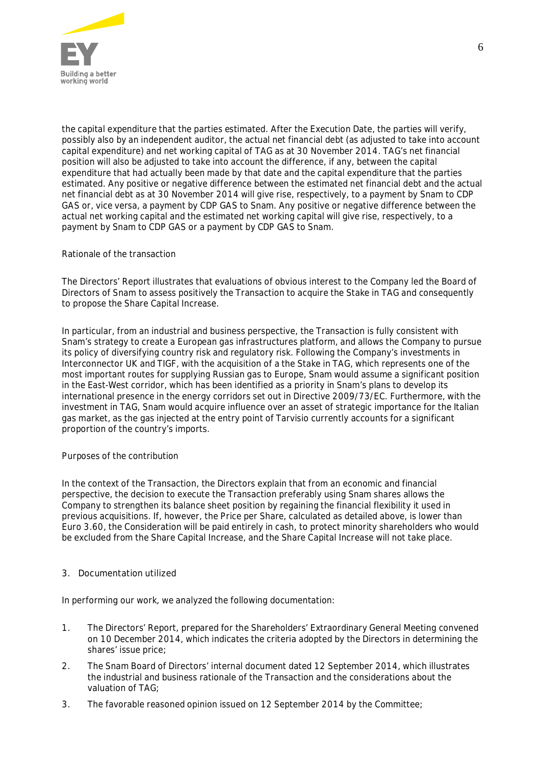the capital expenditure that the parties estimated. After the Execution Date, the parties will verify, possibly also by an independent auditor, the actual net financial debt (as adjusted to take into account capital expenditure) and net working capital of TAG as at 30 November 2014. TAG's net financial position will also be adjusted to take into account the difference, if any, between the capital expenditure that had actually been made by that date and the capital expenditure that the parties estimated. Any positive or negative difference between the estimated net financial debt and the actual net financial debt as at 30 November 2014 will give rise, respectively, to a payment by Snam to CDP GAS or, vice versa, a payment by CDP GAS to Snam. Any positive or negative difference between the actual net working capital and the estimated net working capital will give rise, respectively, to a payment by Snam to CDP GAS or a payment by CDP GAS to Snam.

Rationale of the transaction

The Directors' Report illustrates that evaluations of obvious interest to the Company led the Board of Directors of Snam to assess positively the Transaction to acquire the Stake in TAG and consequently to propose the Share Capital Increase.

In particular, from an industrial and business perspective, the Transaction is fully consistent with Snam's strategy to create a European gas infrastructures platform, and allows the Company to pursue its policy of diversifying country risk and regulatory risk. Following the Company's investments in Interconnector UK and TIGF, with the acquisition of a the Stake in TAG, which represents one of the most important routes for supplying Russian gas to Europe, Snam would assume a significant position in the East-West corridor, which has been identified as a priority in Snam's plans to develop its international presence in the energy corridors set out in Directive 2009/73/EC. Furthermore, with the investment in TAG, Snam would acquire influence over an asset of strategic importance for the Italian gas market, as the gas injected at the entry point of Tarvisio currently accounts for a significant proportion of the country's imports.

Purposes of the contribution

In the context of the Transaction, the Directors explain that from an economic and financial perspective, the decision to execute the Transaction preferably using Snam shares allows the Company to strengthen its balance sheet position by regaining the financial flexibility it used in previous acquisitions. If, however, the Price per Share, calculated as detailed above, is lower than Euro 3.60, the Consideration will be paid entirely in cash, to protect minority shareholders who would be excluded from the Share Capital Increase, and the Share Capital Increase will not take place.

## 3. Documentation utilized

In performing our work, we analyzed the following documentation:

1. The Directors' Report, prepared for the Shareholders' Extraordinary General Meeting convened on 10 December 2014, which indicates the criteria adopted by the Directors in determining the shares' issue price;
2. The Snam Board of Directors' internal document dated 12 September 2014, which illustrates the industrial and business rationale of the Transaction and the considerations about the valuation of TAG;
3. The favorable reasoned opinion issued on 12 September 2014 by the Committee;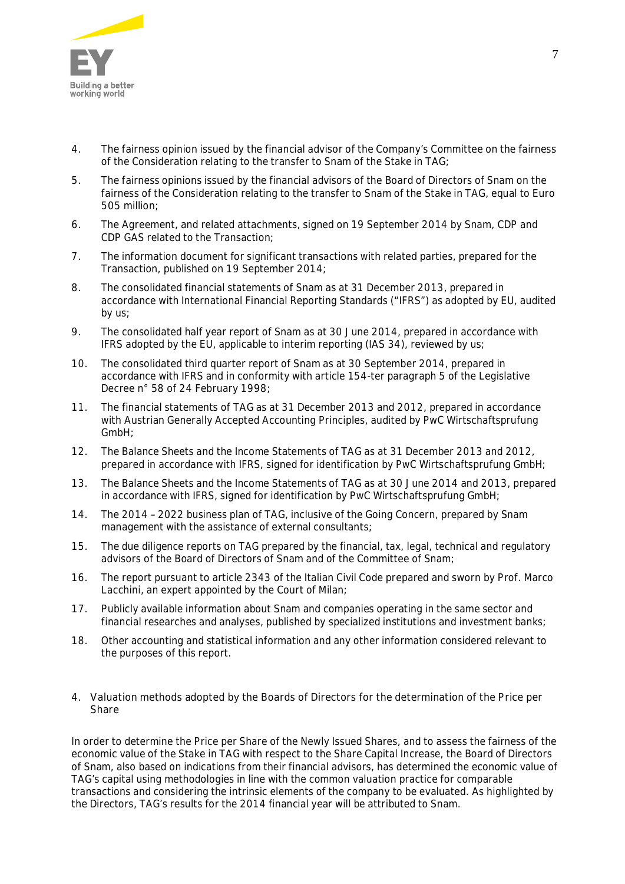4. The fairness opinion issued by the financial advisor of the Company's Committee on the fairness of the Consideration relating to the transfer to Snam of the Stake in TAG;
5. The fairness opinions issued by the financial advisors of the Board of Directors of Snam on the fairness of the Consideration relating to the transfer to Snam of the Stake in TAG, equal to Euro 505 million;
6. The Agreement, and related attachments, signed on 19 September 2014 by Snam, CDP and CDP GAS related to the Transaction;
7. The information document for significant transactions with related parties, prepared for the Transaction, published on 19 September 2014;
8. The consolidated financial statements of Snam as at 31 December 2013, prepared in accordance with International Financial Reporting Standards ("IFRS") as adopted by EU, audited by us;
9. The consolidated half year report of Snam as at 30 June 2014, prepared in accordance with IFRS adopted by the EU, applicable to interim reporting (IAS 34), reviewed by us;
10. The consolidated third quarter report of Snam as at 30 September 2014, prepared in accordance with IFRS and in conformity with article 154-ter paragraph 5 of the Legislative Decree n° 58 of 24 February 1998;
11. The financial statements of TAG as at 31 December 2013 and 2012, prepared in accordance with Austrian Generally Accepted Accounting Principles, audited by PwC Wirtschaftsprufung GmbH;
12. The Balance Sheets and the Income Statements of TAG as at 31 December 2013 and 2012, prepared in accordance with IFRS, signed for identification by PwC Wirtschaftsprufung GmbH;
13. The Balance Sheets and the Income Statements of TAG as at 30 June 2014 and 2013, prepared in accordance with IFRS, signed for identification by PwC Wirtschaftsprufung GmbH;
14. The 2014 – 2022 business plan of TAG, inclusive of the Going Concern, prepared by Snam management with the assistance of external consultants;
15. The due diligence reports on TAG prepared by the financial, tax, legal, technical and regulatory advisors of the Board of Directors of Snam and of the Committee of Snam;
16. The report pursuant to article 2343 of the Italian Civil Code prepared and sworn by Prof. Marco Lacchini, an expert appointed by the Court of Milan;
17. Publicly available information about Snam and companies operating in the same sector and financial researches and analyses, published by specialized institutions and investment banks;
18. Other accounting and statistical information and any other information considered relevant to the purposes of this report.

## 4. Valuation methods adopted by the Boards of Directors for the determination of the Price per Share

In order to determine the Price per Share of the Newly Issued Shares, and to assess the fairness of the economic value of the Stake in TAG with respect to the Share Capital Increase, the Board of Directors of Snam, also based on indications from their financial advisors, has determined the economic value of TAG's capital using methodologies in line with the common valuation practice for comparable transactions and considering the intrinsic elements of the company to be evaluated. As highlighted by the Directors, TAG's results for the 2014 financial year will be attributed to Snam.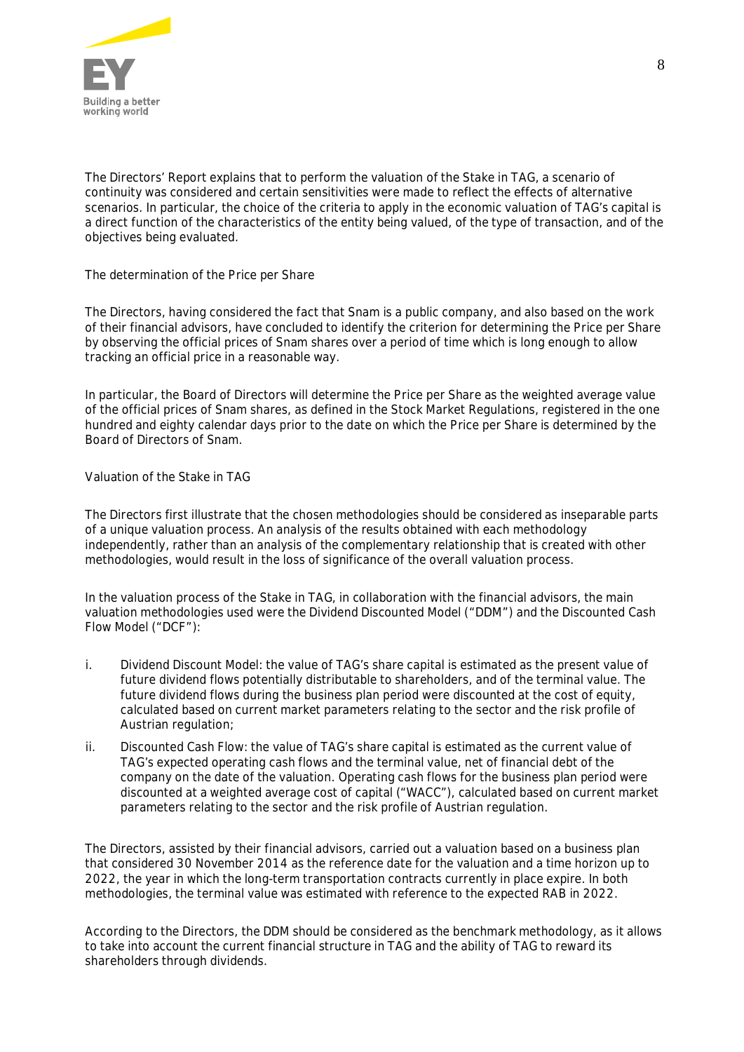The Directors' Report explains that to perform the valuation of the Stake in TAG, a scenario of continuity was considered and certain sensitivities were made to reflect the effects of alternative scenarios. In particular, the choice of the criteria to apply in the economic valuation of TAG's capital is a direct function of the characteristics of the entity being valued, of the type of transaction, and of the objectives being evaluated.

The determination of the Price per Share

The Directors, having considered the fact that Snam is a public company, and also based on the work of their financial advisors, have concluded to identify the criterion for determining the Price per Share by observing the official prices of Snam shares over a period of time which is long enough to allow tracking an official price in a reasonable way.

In particular, the Board of Directors will determine the Price per Share as the weighted average value of the official prices of Snam shares, as defined in the Stock Market Regulations, registered in the one hundred and eighty calendar days prior to the date on which the Price per Share is determined by the Board of Directors of Snam.

Valuation of the Stake in TAG

The Directors first illustrate that the chosen methodologies should be considered as inseparable parts of a unique valuation process. An analysis of the results obtained with each methodology independently, rather than an analysis of the complementary relationship that is created with other methodologies, would result in the loss of significance of the overall valuation process.

In the valuation process of the Stake in TAG, in collaboration with the financial advisors, the main valuation methodologies used were the Dividend Discounted Model ("DDM") and the Discounted Cash Flow Model ("DCF"):

i. Dividend Discount Model: the value of TAG's share capital is estimated as the present value of future dividend flows potentially distributable to shareholders, and of the terminal value. The future dividend flows during the business plan period were discounted at the cost of equity, calculated based on current market parameters relating to the sector and the risk profile of Austrian regulation;

ii. Discounted Cash Flow: the value of TAG's share capital is estimated as the current value of TAG's expected operating cash flows and the terminal value, net of financial debt of the company on the date of the valuation. Operating cash flows for the business plan period were discounted at a weighted average cost of capital ("WACC"), calculated based on current market parameters relating to the sector and the risk profile of Austrian regulation.

The Directors, assisted by their financial advisors, carried out a valuation based on a business plan that considered 30 November 2014 as the reference date for the valuation and a time horizon up to 2022, the year in which the long-term transportation contracts currently in place expire. In both methodologies, the terminal value was estimated with reference to the expected RAB in 2022.

According to the Directors, the DDM should be considered as the benchmark methodology, as it allows to take into account the current financial structure in TAG and the ability of TAG to reward its shareholders through dividends.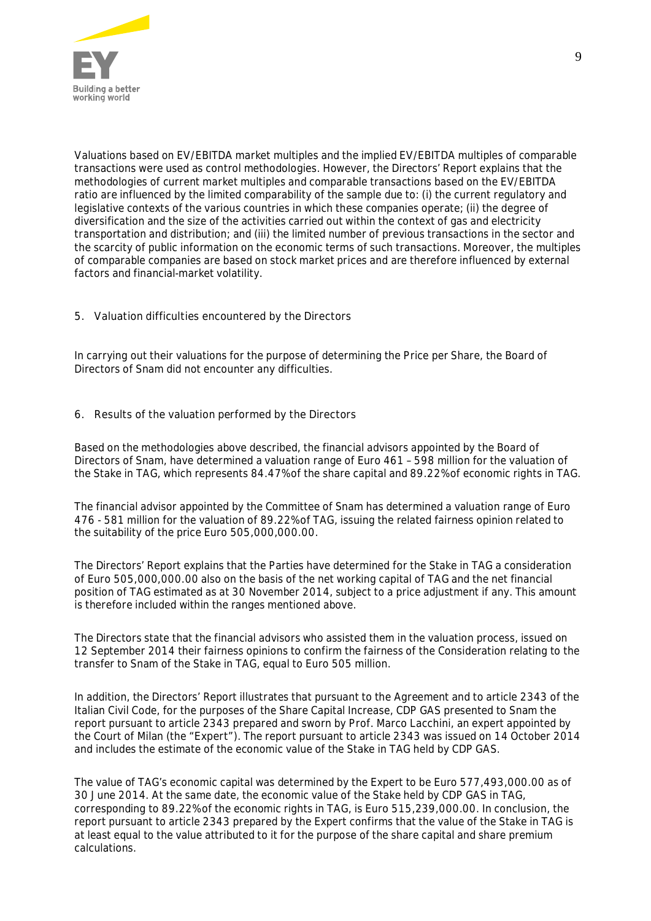Valuations based on EV/EBITDA market multiples and the implied EV/EBITDA multiples of comparable transactions were used as control methodologies. However, the Directors' Report explains that the methodologies of current market multiples and comparable transactions based on the EV/EBITDA ratio are influenced by the limited comparability of the sample due to: (i) the current regulatory and legislative contexts of the various countries in which these companies operate; (ii) the degree of diversification and the size of the activities carried out within the context of gas and electricity transportation and distribution; and (iii) the limited number of previous transactions in the sector and the scarcity of public information on the economic terms of such transactions. Moreover, the multiples of comparable companies are based on stock market prices and are therefore influenced by external factors and financial-market volatility.

## 5. Valuation difficulties encountered by the Directors

In carrying out their valuations for the purpose of determining the Price per Share, the Board of Directors of Snam did not encounter any difficulties.

## 6. Results of the valuation performed by the Directors

Based on the methodologies above described, the financial advisors appointed by the Board of Directors of Snam, have determined a valuation range of Euro 461 – 598 million for the valuation of the Stake in TAG, which represents 84.47% of the share capital and 89.22% of economic rights in TAG.

The financial advisor appointed by the Committee of Snam has determined a valuation range of Euro 476 - 581 million for the valuation of 89.22% of TAG, issuing the related fairness opinion related to the suitability of the price Euro 505,000,000.00.

The Directors' Report explains that the Parties have determined for the Stake in TAG a consideration of Euro 505,000,000.00 also on the basis of the net working capital of TAG and the net financial position of TAG estimated as at 30 November 2014, subject to a price adjustment if any. This amount is therefore included within the ranges mentioned above.

The Directors state that the financial advisors who assisted them in the valuation process, issued on 12 September 2014 their fairness opinions to confirm the fairness of the Consideration relating to the transfer to Snam of the Stake in TAG, equal to Euro 505 million.

In addition, the Directors' Report illustrates that pursuant to the Agreement and to article 2343 of the Italian Civil Code, for the purposes of the Share Capital Increase, CDP GAS presented to Snam the report pursuant to article 2343 prepared and sworn by Prof. Marco Lacchini, an expert appointed by the Court of Milan (the "Expert"). The report pursuant to article 2343 was issued on 14 October 2014 and includes the estimate of the economic value of the Stake in TAG held by CDP GAS.

The value of TAG's economic capital was determined by the Expert to be Euro 577,493,000.00 as of 30 June 2014. At the same date, the economic value of the Stake held by CDP GAS in TAG, corresponding to 89.22% of the economic rights in TAG, is Euro 515,239,000.00. In conclusion, the report pursuant to article 2343 prepared by the Expert confirms that the value of the Stake in TAG is at least equal to the value attributed to it for the purpose of the share capital and share premium calculations.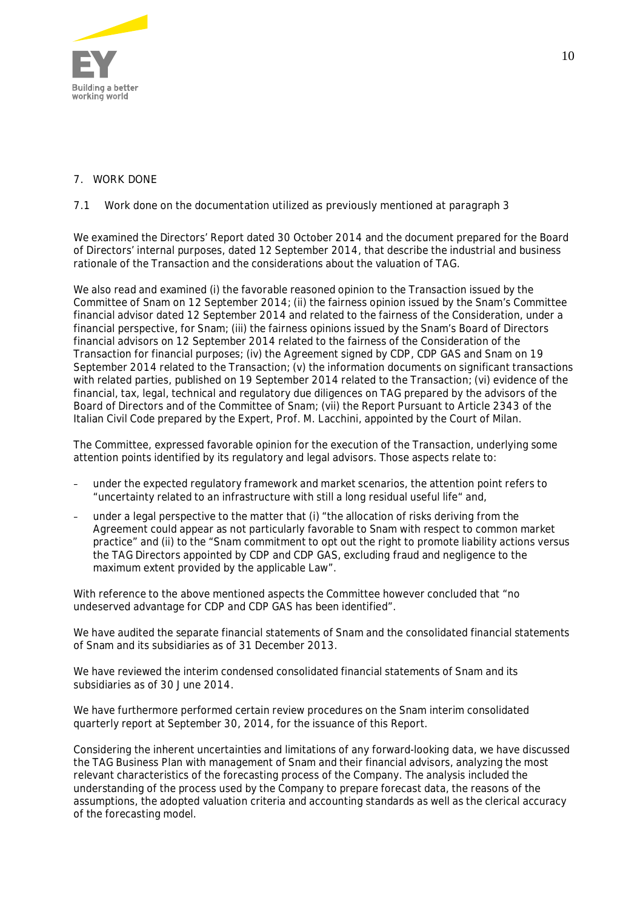## 7. WORK DONE

### 7.1 Work done on the documentation utilized as previously mentioned at paragraph 3

We examined the Directors' Report dated 30 October 2014 and the document prepared for the Board of Directors' internal purposes, dated 12 September 2014, that describe the industrial and business rationale of the Transaction and the considerations about the valuation of TAG.

We also read and examined (i) the favorable reasoned opinion to the Transaction issued by the Committee of Snam on 12 September 2014; (ii) the fairness opinion issued by the Snam's Committee financial advisor dated 12 September 2014 and related to the fairness of the Consideration, under a financial perspective, for Snam; (iii) the fairness opinions issued by the Snam's Board of Directors financial advisors on 12 September 2014 related to the fairness of the Consideration of the Transaction for financial purposes; (iv) the Agreement signed by CDP, CDP GAS and Snam on 19 September 2014 related to the Transaction; (v) the information documents on significant transactions with related parties, published on 19 September 2014 related to the Transaction; (vi) evidence of the financial, tax, legal, technical and regulatory due diligences on TAG prepared by the advisors of the Board of Directors and of the Committee of Snam; (vii) the Report Pursuant to Article 2343 of the Italian Civil Code prepared by the Expert, Prof. M. Lacchini, appointed by the Court of Milan.

The Committee, expressed favorable opinion for the execution of the Transaction, underlying some attention points identified by its regulatory and legal advisors. Those aspects relate to:

- under the expected regulatory framework and market scenarios, the attention point refers to "uncertainty related to an infrastructure with still a long residual useful life" and,
- under a legal perspective to the matter that (i) "the allocation of risks deriving from the Agreement could appear as not particularly favorable to Snam with respect to common market practice" and (ii) to the "Snam commitment to opt out the right to promote liability actions versus the TAG Directors appointed by CDP and CDP GAS, excluding fraud and negligence to the maximum extent provided by the applicable Law".

With reference to the above mentioned aspects the Committee however concluded that "no undeserved advantage for CDP and CDP GAS has been identified".

We have audited the separate financial statements of Snam and the consolidated financial statements of Snam and its subsidiaries as of 31 December 2013.

We have reviewed the interim condensed consolidated financial statements of Snam and its subsidiaries as of 30 June 2014.

We have furthermore performed certain review procedures on the Snam interim consolidated quarterly report at September 30, 2014, for the issuance of this Report.

Considering the inherent uncertainties and limitations of any forward-looking data, we have discussed the TAG Business Plan with management of Snam and their financial advisors, analyzing the most relevant characteristics of the forecasting process of the Company. The analysis included the understanding of the process used by the Company to prepare forecast data, the reasons of the assumptions, the adopted valuation criteria and accounting standards as well as the clerical accuracy of the forecasting model.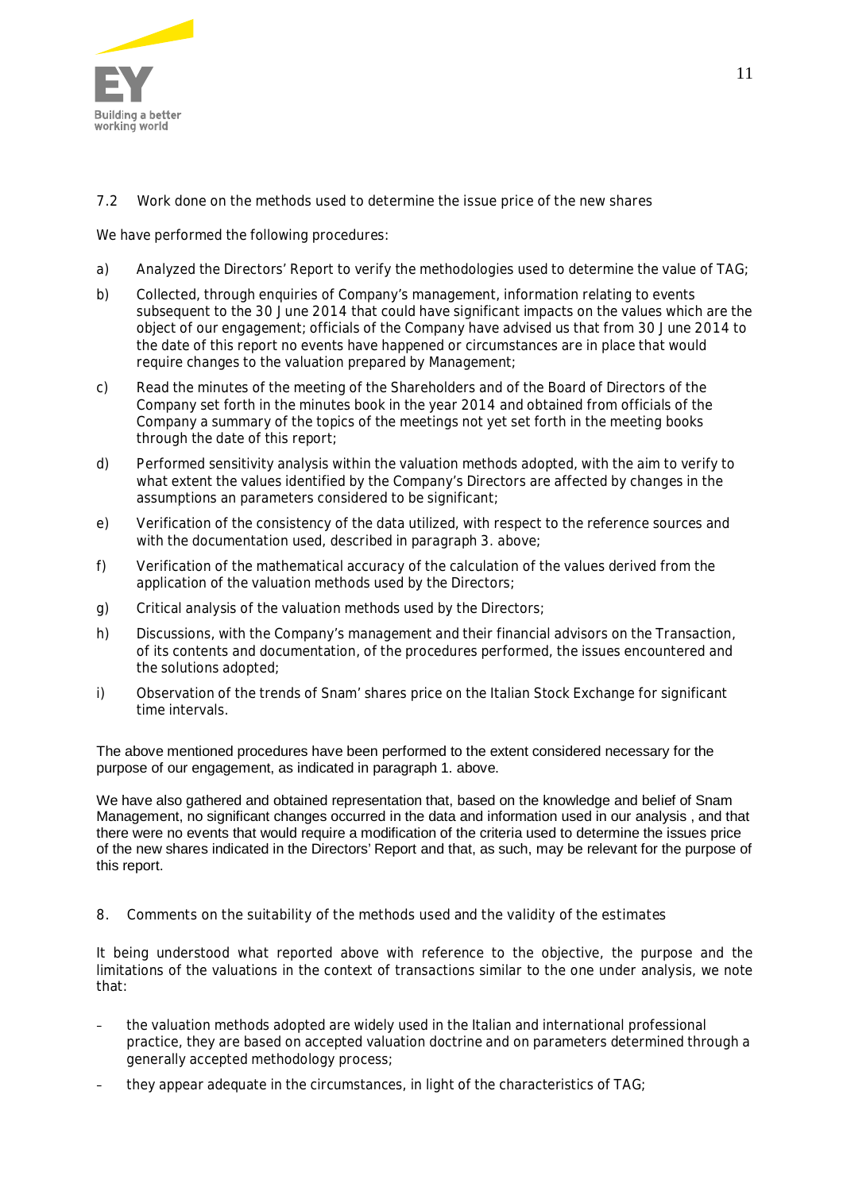### 7.2 Work done on the methods used to determine the issue price of the new shares

We have performed the following procedures:

a) Analyzed the Directors' Report to verify the methodologies used to determine the value of TAG;

b) Collected, through enquiries of Company's management, information relating to events subsequent to the 30 June 2014 that could have significant impacts on the values which are the object of our engagement; officials of the Company have advised us that from 30 June 2014 to the date of this report no events have happened or circumstances are in place that would require changes to the valuation prepared by Management;

c) Read the minutes of the meeting of the Shareholders and of the Board of Directors of the Company set forth in the minutes book in the year 2014 and obtained from officials of the Company a summary of the topics of the meetings not yet set forth in the meeting books through the date of this report;

d) Performed sensitivity analysis within the valuation methods adopted, with the aim to verify to what extent the values identified by the Company's Directors are affected by changes in the assumptions an parameters considered to be significant;

e) Verification of the consistency of the data utilized, with respect to the reference sources and with the documentation used, described in paragraph 3. above;

f) Verification of the mathematical accuracy of the calculation of the values derived from the application of the valuation methods used by the Directors;

g) Critical analysis of the valuation methods used by the Directors;

h) Discussions, with the Company's management and their financial advisors on the Transaction, of its contents and documentation, of the procedures performed, the issues encountered and the solutions adopted;

i) Observation of the trends of Snam' shares price on the Italian Stock Exchange for significant time intervals.

The above mentioned procedures have been performed to the extent considered necessary for the purpose of our engagement, as indicated in paragraph 1. above.

We have also gathered and obtained representation that, based on the knowledge and belief of Snam Management, no significant changes occurred in the data and information used in our analysis , and that there were no events that would require a modification of the criteria used to determine the issues price of the new shares indicated in the Directors' Report and that, as such, may be relevant for the purpose of this report.

## 8. Comments on the suitability of the methods used and the validity of the estimates

It being understood what reported above with reference to the objective, the purpose and the limitations of the valuations in the context of transactions similar to the one under analysis, we note that:

- the valuation methods adopted are widely used in the Italian and international professional practice, they are based on accepted valuation doctrine and on parameters determined through a generally accepted methodology process;
- they appear adequate in the circumstances, in light of the characteristics of TAG;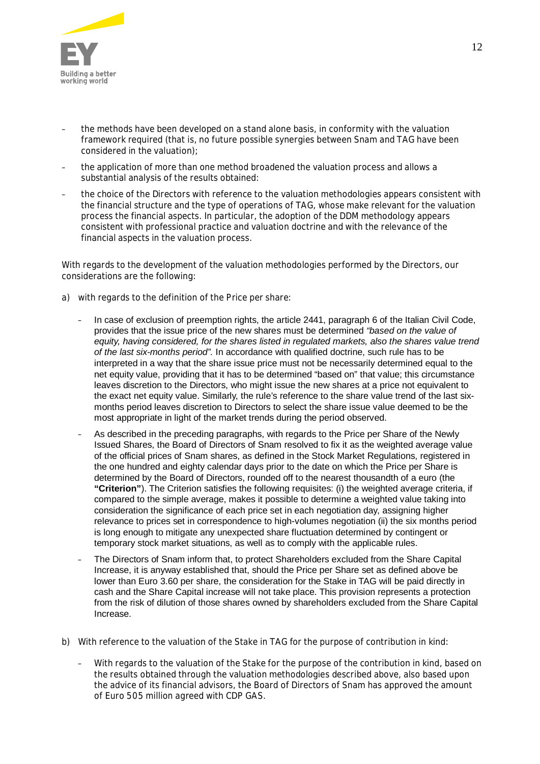- the methods have been developed on a stand alone basis, in conformity with the valuation framework required (that is, no future possible synergies between Snam and TAG have been considered in the valuation);
- the application of more than one method broadened the valuation process and allows a substantial analysis of the results obtained:
- the choice of the Directors with reference to the valuation methodologies appears consistent with the financial structure and the type of operations of TAG, whose make relevant for the valuation process the financial aspects. In particular, the adoption of the DDM methodology appears consistent with professional practice and valuation doctrine and with the relevance of the financial aspects in the valuation process.

With regards to the development of the valuation methodologies performed by the Directors, our considerations are the following:

a) with regards to the definition of the Price per share:

   - In case of exclusion of preemption rights, the article 2441, paragraph 6 of the Italian Civil Code, provides that the issue price of the new shares must be determined *"based on the value of equity, having considered, for the shares listed in regulated markets, also the shares value trend of the last six-months period".* In accordance with qualified doctrine, such rule has to be interpreted in a way that the share issue price must not be necessarily determined equal to the net equity value, providing that it has to be determined "based on" that value; this circumstance leaves discretion to the Directors, who might issue the new shares at a price not equivalent to the exact net equity value. Similarly, the rule's reference to the share value trend of the last six-months period leaves discretion to Directors to select the share issue value deemed to be the most appropriate in light of the market trends during the period observed.
   - As described in the preceding paragraphs, with regards to the Price per Share of the Newly Issued Shares, the Board of Directors of Snam resolved to fix it as the weighted average value of the official prices of Snam shares, as defined in the Stock Market Regulations, registered in the one hundred and eighty calendar days prior to the date on which the Price per Share is determined by the Board of Directors, rounded off to the nearest thousandth of a euro (the **"Criterion"**). The Criterion satisfies the following requisites: (i) the weighted average criteria, if compared to the simple average, makes it possible to determine a weighted value taking into consideration the significance of each price set in each negotiation day, assigning higher relevance to prices set in correspondence to high-volumes negotiation (ii) the six months period is long enough to mitigate any unexpected share fluctuation determined by contingent or temporary stock market situations, as well as to comply with the applicable rules.
   - The Directors of Snam inform that, to protect Shareholders excluded from the Share Capital Increase, it is anyway established that, should the Price per Share set as defined above be lower than Euro 3.60 per share, the consideration for the Stake in TAG will be paid directly in cash and the Share Capital increase will not take place. This provision represents a protection from the risk of dilution of those shares owned by shareholders excluded from the Share Capital Increase.

b) With reference to the valuation of the Stake in TAG for the purpose of contribution in kind:

   - With regards to the valuation of the Stake for the purpose of the contribution in kind, based on the results obtained through the valuation methodologies described above, also based upon the advice of its financial advisors, the Board of Directors of Snam has approved the amount of Euro 505 million agreed with CDP GAS.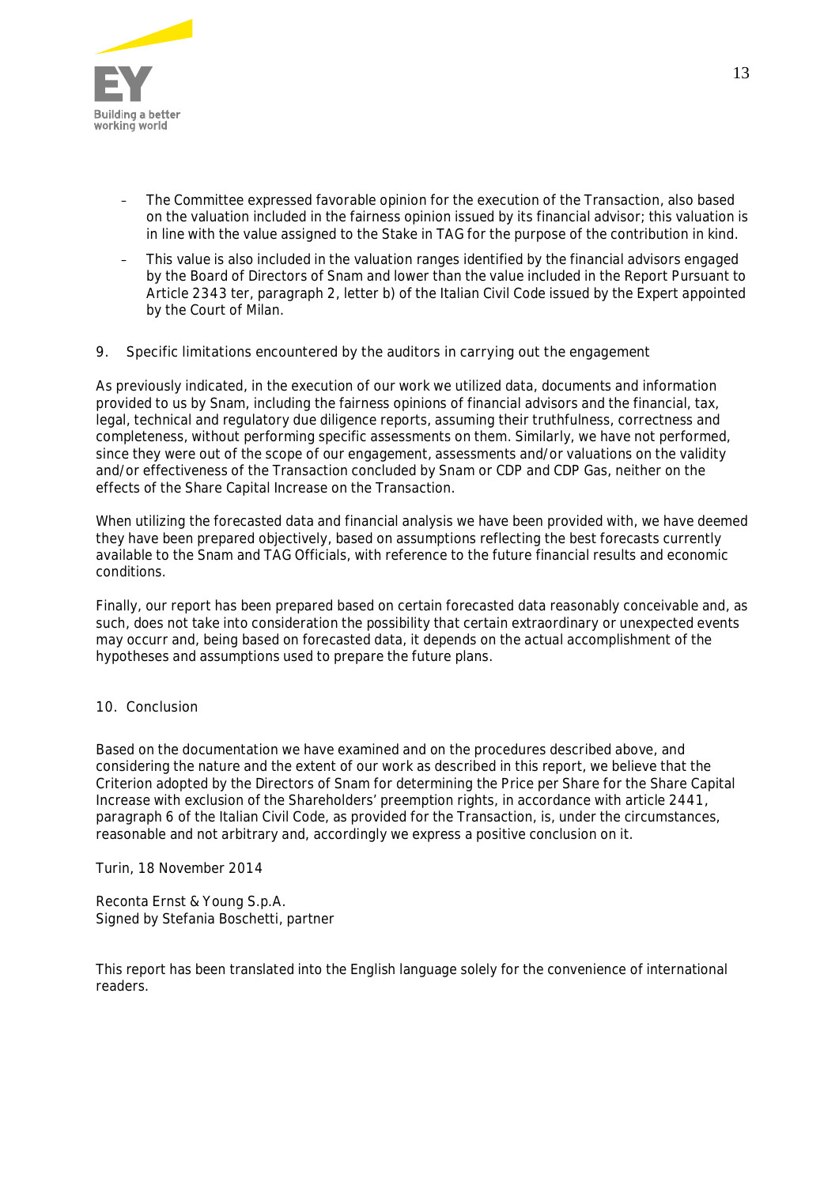- The Committee expressed favorable opinion for the execution of the Transaction, also based on the valuation included in the fairness opinion issued by its financial advisor; this valuation is in line with the value assigned to the Stake in TAG for the purpose of the contribution in kind.
- This value is also included in the valuation ranges identified by the financial advisors engaged by the Board of Directors of Snam and lower than the value included in the Report Pursuant to Article 2343 ter, paragraph 2, letter b) of the Italian Civil Code issued by the Expert appointed by the Court of Milan.

## 9. Specific limitations encountered by the auditors in carrying out the engagement

As previously indicated, in the execution of our work we utilized data, documents and information provided to us by Snam, including the fairness opinions of financial advisors and the financial, tax, legal, technical and regulatory due diligence reports, assuming their truthfulness, correctness and completeness, without performing specific assessments on them. Similarly, we have not performed, since they were out of the scope of our engagement, assessments and/or valuations on the validity and/or effectiveness of the Transaction concluded by Snam or CDP and CDP Gas, neither on the effects of the Share Capital Increase on the Transaction.

When utilizing the forecasted data and financial analysis we have been provided with, we have deemed they have been prepared objectively, based on assumptions reflecting the best forecasts currently available to the Snam and TAG Officials, with reference to the future financial results and economic conditions.

Finally, our report has been prepared based on certain forecasted data reasonably conceivable and, as such, does not take into consideration the possibility that certain extraordinary or unexpected events may occurr and, being based on forecasted data, it depends on the actual accomplishment of the hypotheses and assumptions used to prepare the future plans.

## 10. Conclusion

Based on the documentation we have examined and on the procedures described above, and considering the nature and the extent of our work as described in this report, we believe that the Criterion adopted by the Directors of Snam for determining the Price per Share for the Share Capital Increase with exclusion of the Shareholders' preemption rights, in accordance with article 2441, paragraph 6 of the Italian Civil Code, as provided for the Transaction, is, under the circumstances, reasonable and not arbitrary and, accordingly we express a positive conclusion on it.

Turin, 18 November 2014

Reconta Ernst & Young S.p.A.
Signed by Stefania Boschetti, partner

This report has been translated into the English language solely for the convenience of international readers.